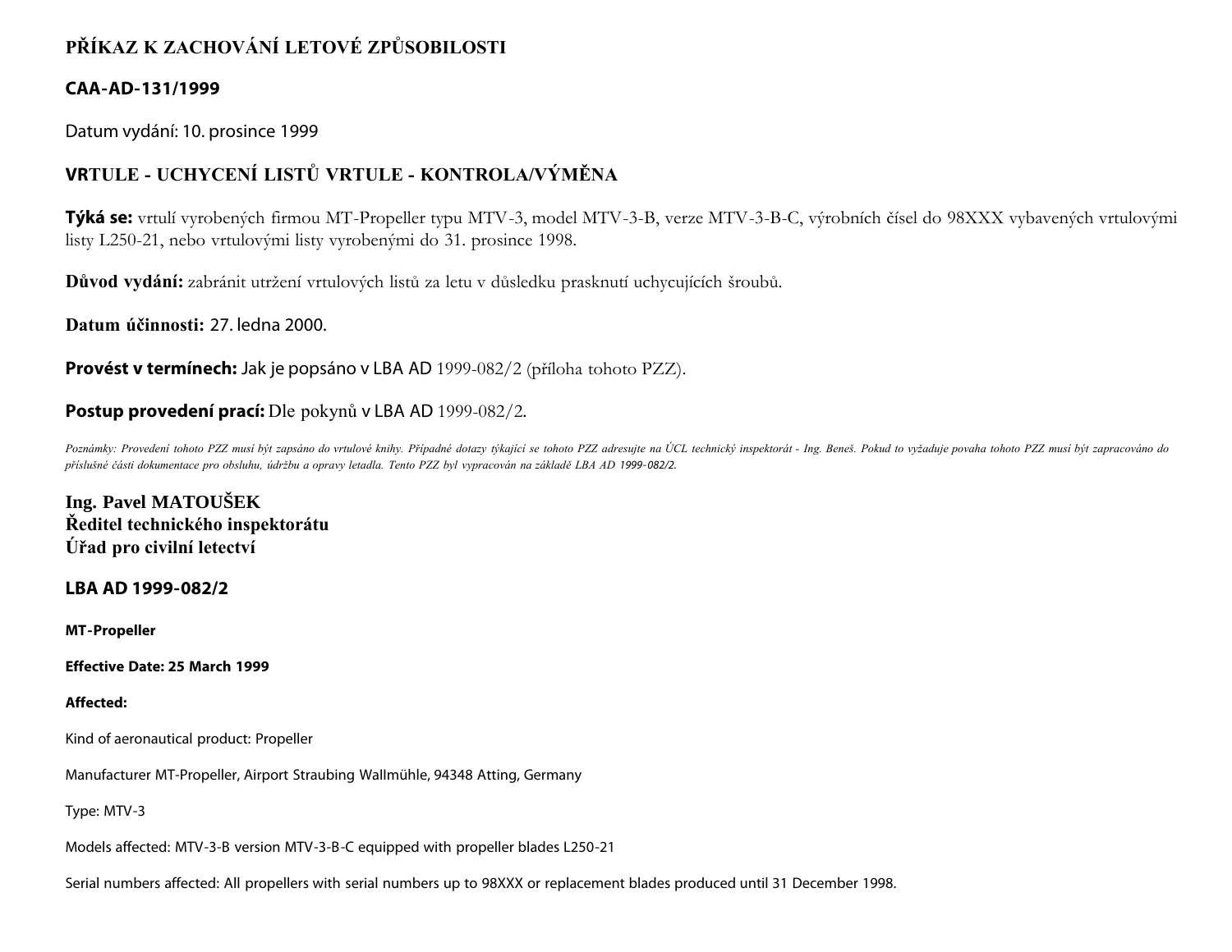# PŘÍKAZ K ZACHOVÁNÍ LETOVÉ ZPŮSOBILOSTI

## CAA-AD-131/1999

Datum vydání: 10. prosince 1999

## VRTULE - UCHYCENÍ LISTŮ VRTULE - KONTROLA/VÝMĚNA

**Týká se:** vrtulí vyrobených firmou MT-Propeller typu MTV-3, model MTV-3-B, verze MTV-3-B-C, výrobních čísel do 98XXX vybavených vrtulovými listy L250-21, nebo vrtulovými listy vyrobenými do 31. prosince 1998.

**Důvod vydání:** zabránit utržení vrtulových listů za letu v důsledku prasknutí uchycujících šroubů.

**Datum účinnosti:** 27. ledna 2000.

**Provést v termínech:** Jak je popsáno v LBA AD 1999-082/2 (příloha tohoto PZZ).

**Postup provedení prací:** Dle pokynů v LBA AD 1999-082/2.

*Poznámky: Provedení tohoto PZZ musí být zapsáno do vrtulové knihy. Případné dotazy týkající se tohoto PZZ adresujte na ÚCL technický inspektorát - Ing. Beneš. Pokud to vyžaduje povaha tohoto PZZ musí být zapracováno do příslušné části dokumentace pro obsluhu, údržbu a opravy letadla. Tento PZZ byl vypracován na základě LBA AD 1999-082/2.*

**Ing. Pavel MATOUŠEK**
**Ředitel technického inspektorátu**
**Úřad pro civilní letectví**

## LBA AD 1999-082/2

**MT-Propeller**

**Effective Date: 25 March 1999**

**Affected:**

Kind of aeronautical product: Propeller

Manufacturer MT-Propeller, Airport Straubing Wallmühle, 94348 Atting, Germany

Type: MTV-3

Models affected: MTV-3-B version MTV-3-B-C equipped with propeller blades L250-21

Serial numbers affected: All propellers with serial numbers up to 98XXX or replacement blades produced until 31 December 1998.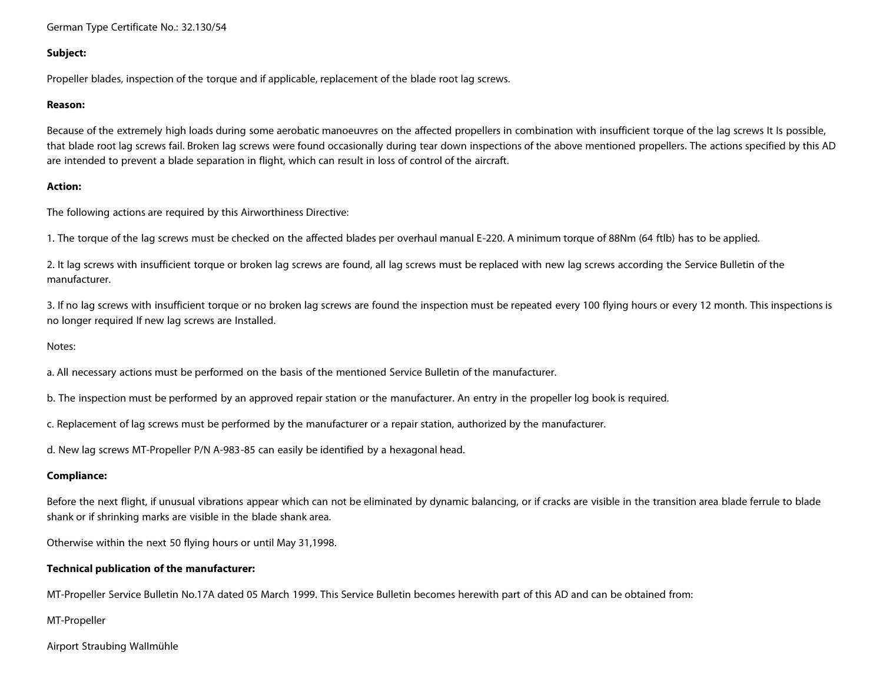German Type Certificate No.: 32.130/54

**Subject:**

Propeller blades, inspection of the torque and if applicable, replacement of the blade root lag screws.

**Reason:**

Because of the extremely high loads during some aerobatic manoeuvres on the affected propellers in combination with insufficient torque of the lag screws It Is possible, that blade root lag screws fail. Broken lag screws were found occasionally during tear down inspections of the above mentioned propellers. The actions specified by this AD are intended to prevent a blade separation in flight, which can result in loss of control of the aircraft.

**Action:**

The following actions are required by this Airworthiness Directive:

1. The torque of the lag screws must be checked on the affected blades per overhaul manual E-220. A minimum torque of 88Nm (64 ftlb) has to be applied.

2. It lag screws with insufficient torque or broken lag screws are found, all lag screws must be replaced with new lag screws according the Service Bulletin of the manufacturer.

3. If no lag screws with insufficient torque or no broken lag screws are found the inspection must be repeated every 100 flying hours or every 12 month. This inspections is no longer required If new lag screws are Installed.

Notes:

a. All necessary actions must be performed on the basis of the mentioned Service Bulletin of the manufacturer.

b. The inspection must be performed by an approved repair station or the manufacturer. An entry in the propeller log book is required.

c. Replacement of lag screws must be performed by the manufacturer or a repair station, authorized by the manufacturer.

d. New lag screws MT-Propeller P/N A-983-85 can easily be identified by a hexagonal head.

**Compliance:**

Before the next flight, if unusual vibrations appear which can not be eliminated by dynamic balancing, or if cracks are visible in the transition area blade ferrule to blade shank or if shrinking marks are visible in the blade shank area.

Otherwise within the next 50 flying hours or until May 31,1998.

**Technical publication of the manufacturer:**

MT-Propeller Service Bulletin No.17A dated 05 March 1999. This Service Bulletin becomes herewith part of this AD and can be obtained from:

MT-Propeller

Airport Straubing Wallmühle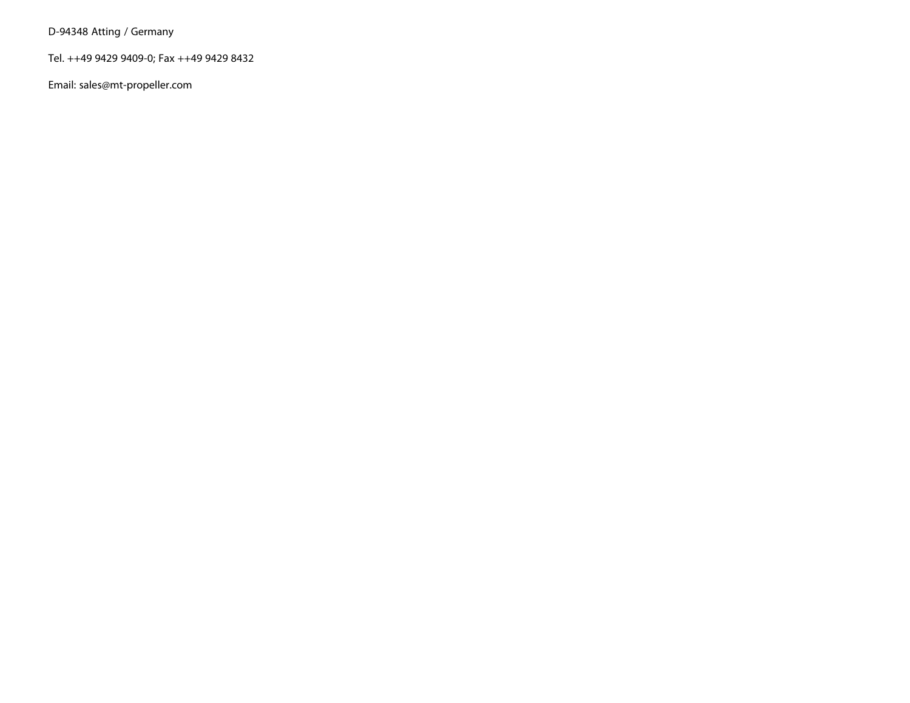D-94348 Atting / Germany

Tel. ++49 9429 9409-0; Fax ++49 9429 8432

Email: sales@mt-propeller.com